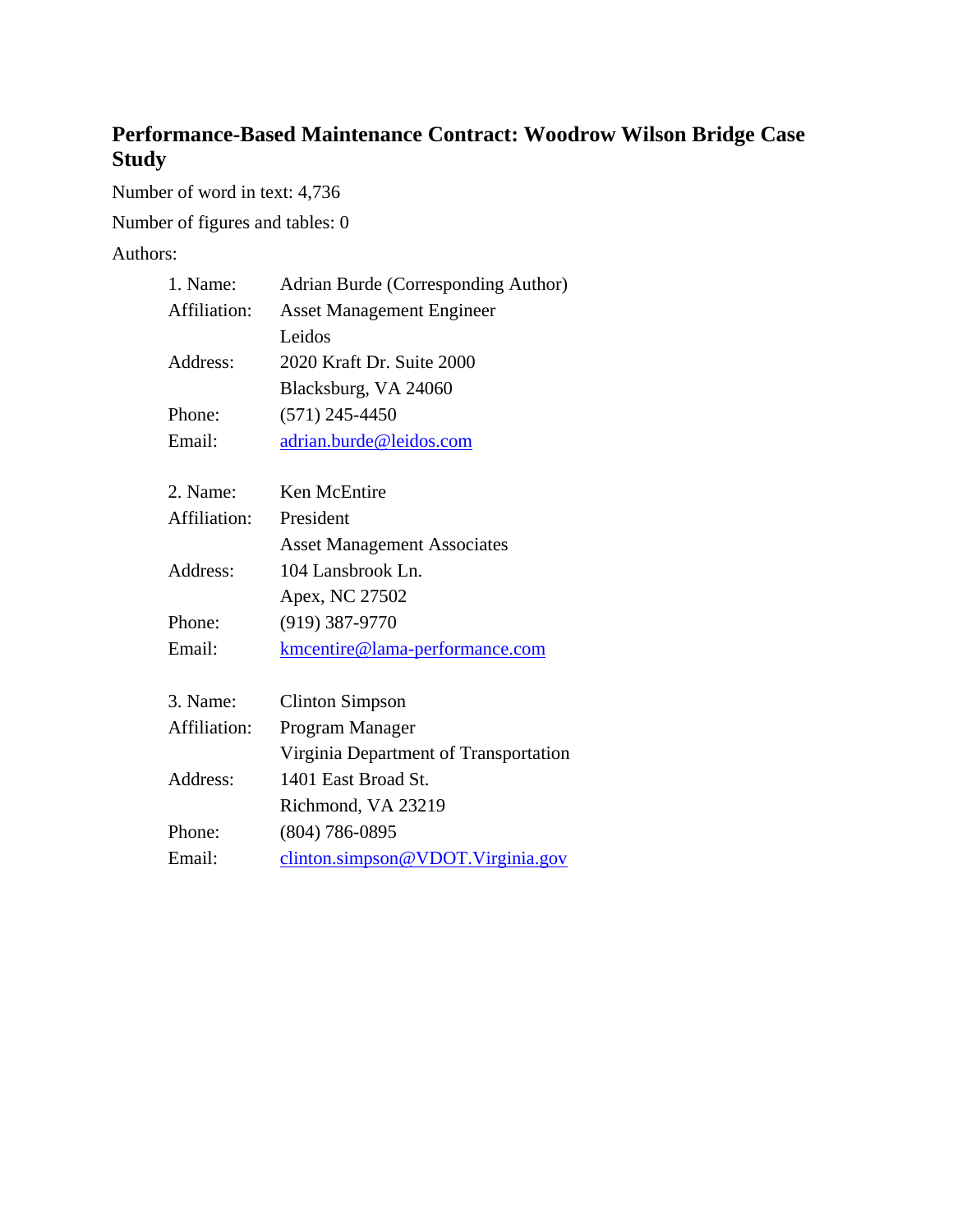# Performance-Based Maintenance Contract: Woodrow Wilson Bridge Case Study

Number of word in text: 4,736

Number of figures and tables: 0

Authors:

1. Name: Adrian Burde (Corresponding Author)
   Affiliation: Asset Management Engineer
   Leidos
   Address: 2020 Kraft Dr. Suite 2000
   Blacksburg, VA 24060
   Phone: (571) 245-4450
   Email: adrian.burde@leidos.com

2. Name: Ken McEntire
   Affiliation: President
   Asset Management Associates
   Address: 104 Lansbrook Ln.
   Apex, NC 27502
   Phone: (919) 387-9770
   Email: kmcentire@lama-performance.com

3. Name: Clinton Simpson
   Affiliation: Program Manager
   Virginia Department of Transportation
   Address: 1401 East Broad St.
   Richmond, VA 23219
   Phone: (804) 786-0895
   Email: clinton.simpson@VDOT.Virginia.gov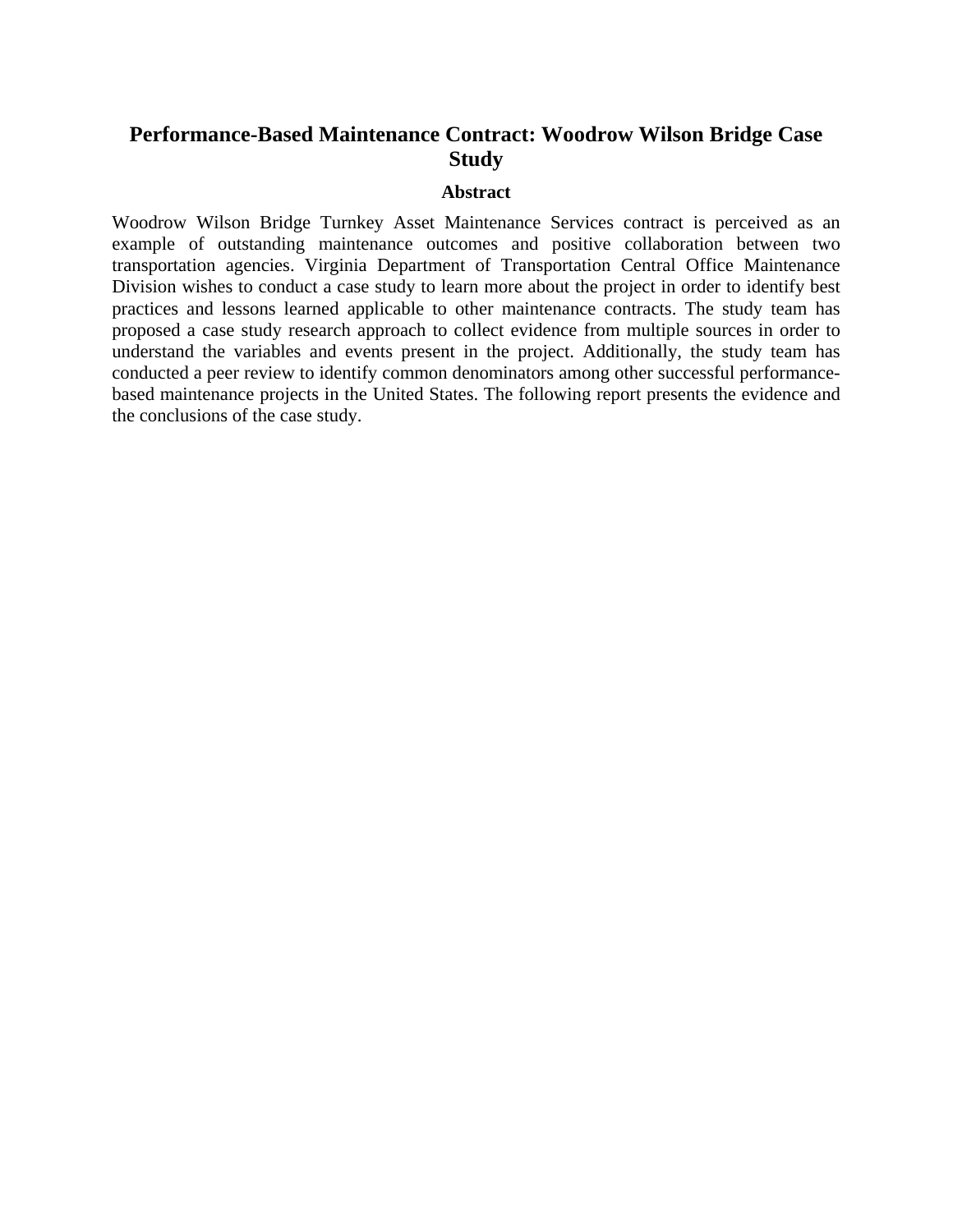# Performance-Based Maintenance Contract: Woodrow Wilson Bridge Case Study

### Abstract

Woodrow Wilson Bridge Turnkey Asset Maintenance Services contract is perceived as an example of outstanding maintenance outcomes and positive collaboration between two transportation agencies. Virginia Department of Transportation Central Office Maintenance Division wishes to conduct a case study to learn more about the project in order to identify best practices and lessons learned applicable to other maintenance contracts. The study team has proposed a case study research approach to collect evidence from multiple sources in order to understand the variables and events present in the project. Additionally, the study team has conducted a peer review to identify common denominators among other successful performance-based maintenance projects in the United States. The following report presents the evidence and the conclusions of the case study.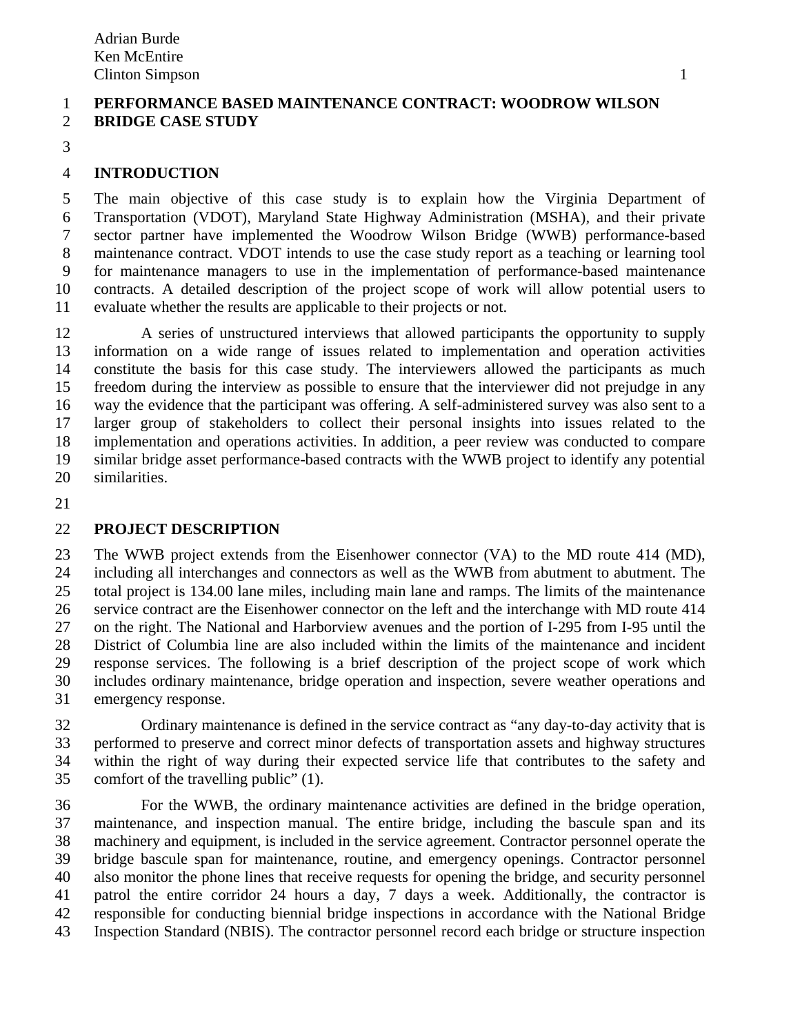Adrian Burde
Ken McEntire
Clinton Simpson

# PERFORMANCE BASED MAINTENANCE CONTRACT: WOODROW WILSON BRIDGE CASE STUDY

## INTRODUCTION

The main objective of this case study is to explain how the Virginia Department of Transportation (VDOT), Maryland State Highway Administration (MSHA), and their private sector partner have implemented the Woodrow Wilson Bridge (WWB) performance-based maintenance contract. VDOT intends to use the case study report as a teaching or learning tool for maintenance managers to use in the implementation of performance-based maintenance contracts. A detailed description of the project scope of work will allow potential users to evaluate whether the results are applicable to their projects or not.

A series of unstructured interviews that allowed participants the opportunity to supply information on a wide range of issues related to implementation and operation activities constitute the basis for this case study. The interviewers allowed the participants as much freedom during the interview as possible to ensure that the interviewer did not prejudge in any way the evidence that the participant was offering. A self-administered survey was also sent to a larger group of stakeholders to collect their personal insights into issues related to the implementation and operations activities. In addition, a peer review was conducted to compare similar bridge asset performance-based contracts with the WWB project to identify any potential similarities.

## PROJECT DESCRIPTION

The WWB project extends from the Eisenhower connector (VA) to the MD route 414 (MD), including all interchanges and connectors as well as the WWB from abutment to abutment. The total project is 134.00 lane miles, including main lane and ramps. The limits of the maintenance service contract are the Eisenhower connector on the left and the interchange with MD route 414 on the right. The National and Harborview avenues and the portion of I-295 from I-95 until the District of Columbia line are also included within the limits of the maintenance and incident response services. The following is a brief description of the project scope of work which includes ordinary maintenance, bridge operation and inspection, severe weather operations and emergency response.

Ordinary maintenance is defined in the service contract as "any day-to-day activity that is performed to preserve and correct minor defects of transportation assets and highway structures within the right of way during their expected service life that contributes to the safety and comfort of the travelling public" (1).

For the WWB, the ordinary maintenance activities are defined in the bridge operation, maintenance, and inspection manual. The entire bridge, including the bascule span and its machinery and equipment, is included in the service agreement. Contractor personnel operate the bridge bascule span for maintenance, routine, and emergency openings. Contractor personnel also monitor the phone lines that receive requests for opening the bridge, and security personnel patrol the entire corridor 24 hours a day, 7 days a week. Additionally, the contractor is responsible for conducting biennial bridge inspections in accordance with the National Bridge Inspection Standard (NBIS). The contractor personnel record each bridge or structure inspection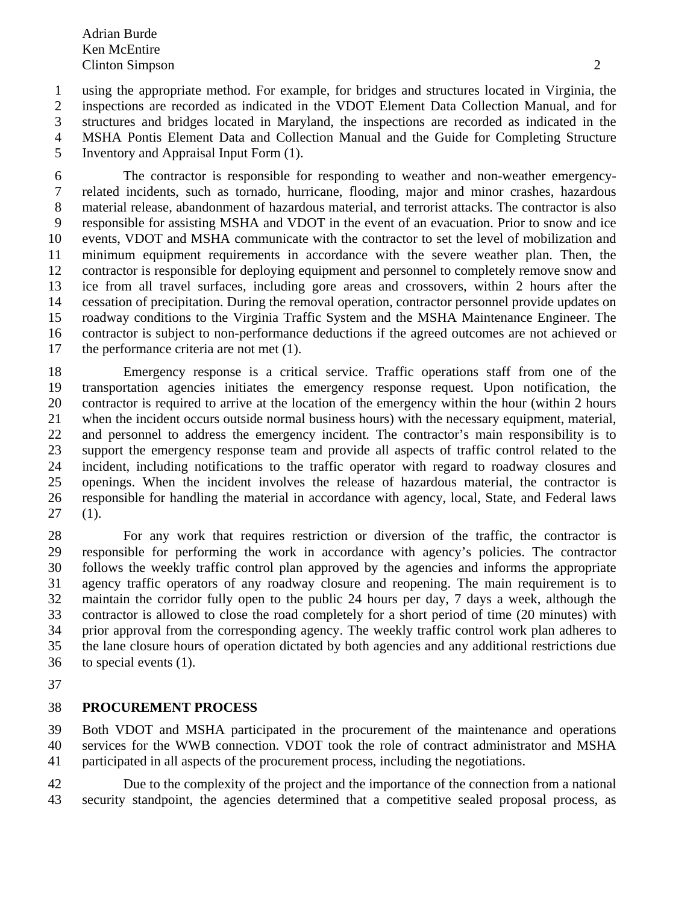using the appropriate method. For example, for bridges and structures located in Virginia, the inspections are recorded as indicated in the VDOT Element Data Collection Manual, and for structures and bridges located in Maryland, the inspections are recorded as indicated in the MSHA Pontis Element Data and Collection Manual and the Guide for Completing Structure Inventory and Appraisal Input Form (1).

The contractor is responsible for responding to weather and non-weather emergency-related incidents, such as tornado, hurricane, flooding, major and minor crashes, hazardous material release, abandonment of hazardous material, and terrorist attacks. The contractor is also responsible for assisting MSHA and VDOT in the event of an evacuation. Prior to snow and ice events, VDOT and MSHA communicate with the contractor to set the level of mobilization and minimum equipment requirements in accordance with the severe weather plan. Then, the contractor is responsible for deploying equipment and personnel to completely remove snow and ice from all travel surfaces, including gore areas and crossovers, within 2 hours after the cessation of precipitation. During the removal operation, contractor personnel provide updates on roadway conditions to the Virginia Traffic System and the MSHA Maintenance Engineer. The contractor is subject to non-performance deductions if the agreed outcomes are not achieved or the performance criteria are not met (1).

Emergency response is a critical service. Traffic operations staff from one of the transportation agencies initiates the emergency response request. Upon notification, the contractor is required to arrive at the location of the emergency within the hour (within 2 hours when the incident occurs outside normal business hours) with the necessary equipment, material, and personnel to address the emergency incident. The contractor's main responsibility is to support the emergency response team and provide all aspects of traffic control related to the incident, including notifications to the traffic operator with regard to roadway closures and openings. When the incident involves the release of hazardous material, the contractor is responsible for handling the material in accordance with agency, local, State, and Federal laws (1).

For any work that requires restriction or diversion of the traffic, the contractor is responsible for performing the work in accordance with agency's policies. The contractor follows the weekly traffic control plan approved by the agencies and informs the appropriate agency traffic operators of any roadway closure and reopening. The main requirement is to maintain the corridor fully open to the public 24 hours per day, 7 days a week, although the contractor is allowed to close the road completely for a short period of time (20 minutes) with prior approval from the corresponding agency. The weekly traffic control work plan adheres to the lane closure hours of operation dictated by both agencies and any additional restrictions due to special events (1).

## PROCUREMENT PROCESS

Both VDOT and MSHA participated in the procurement of the maintenance and operations services for the WWB connection. VDOT took the role of contract administrator and MSHA participated in all aspects of the procurement process, including the negotiations.

Due to the complexity of the project and the importance of the connection from a national security standpoint, the agencies determined that a competitive sealed proposal process, as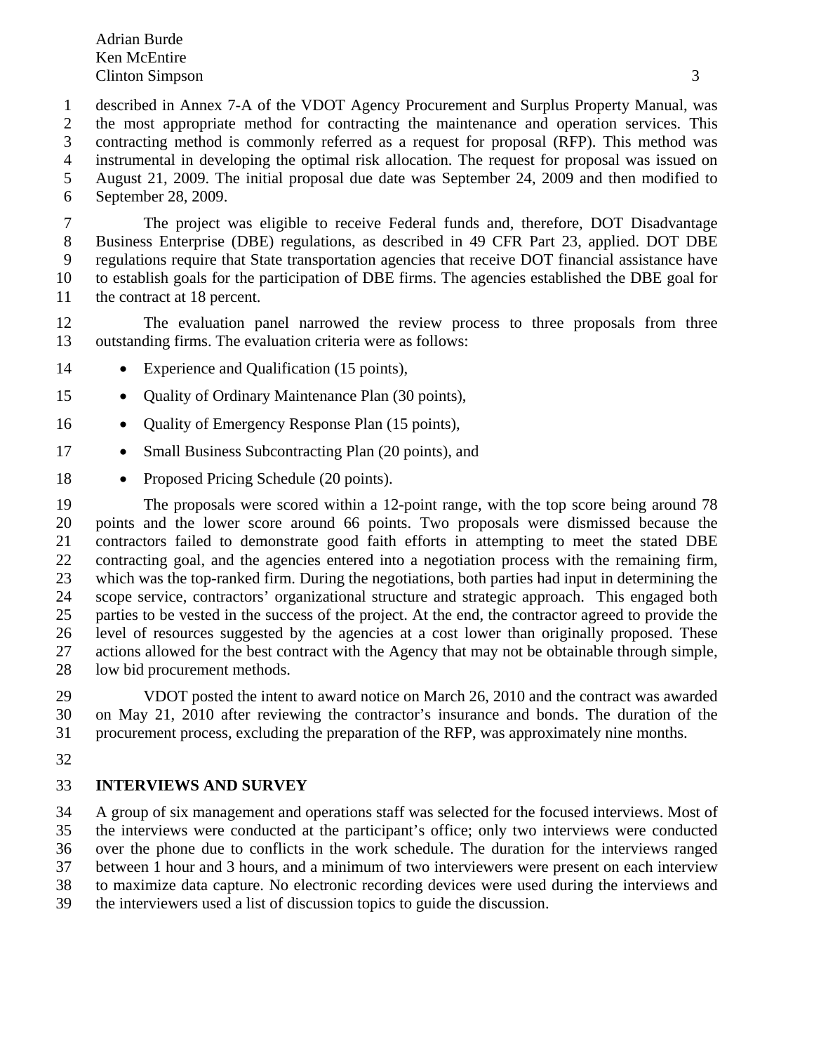described in Annex 7-A of the VDOT Agency Procurement and Surplus Property Manual, was the most appropriate method for contracting the maintenance and operation services. This contracting method is commonly referred as a request for proposal (RFP). This method was instrumental in developing the optimal risk allocation. The request for proposal was issued on August 21, 2009. The initial proposal due date was September 24, 2009 and then modified to September 28, 2009.

The project was eligible to receive Federal funds and, therefore, DOT Disadvantage Business Enterprise (DBE) regulations, as described in 49 CFR Part 23, applied. DOT DBE regulations require that State transportation agencies that receive DOT financial assistance have to establish goals for the participation of DBE firms. The agencies established the DBE goal for the contract at 18 percent.

The evaluation panel narrowed the review process to three proposals from three outstanding firms. The evaluation criteria were as follows:

- Experience and Qualification (15 points),
- Quality of Ordinary Maintenance Plan (30 points),
- Quality of Emergency Response Plan (15 points),
- Small Business Subcontracting Plan (20 points), and
- Proposed Pricing Schedule (20 points).

The proposals were scored within a 12-point range, with the top score being around 78 points and the lower score around 66 points. Two proposals were dismissed because the contractors failed to demonstrate good faith efforts in attempting to meet the stated DBE contracting goal, and the agencies entered into a negotiation process with the remaining firm, which was the top-ranked firm. During the negotiations, both parties had input in determining the scope service, contractors' organizational structure and strategic approach. This engaged both parties to be vested in the success of the project. At the end, the contractor agreed to provide the level of resources suggested by the agencies at a cost lower than originally proposed. These actions allowed for the best contract with the Agency that may not be obtainable through simple, low bid procurement methods.

VDOT posted the intent to award notice on March 26, 2010 and the contract was awarded on May 21, 2010 after reviewing the contractor's insurance and bonds. The duration of the procurement process, excluding the preparation of the RFP, was approximately nine months.

## INTERVIEWS AND SURVEY

A group of six management and operations staff was selected for the focused interviews. Most of the interviews were conducted at the participant's office; only two interviews were conducted over the phone due to conflicts in the work schedule. The duration for the interviews ranged between 1 hour and 3 hours, and a minimum of two interviewers were present on each interview to maximize data capture. No electronic recording devices were used during the interviews and the interviewers used a list of discussion topics to guide the discussion.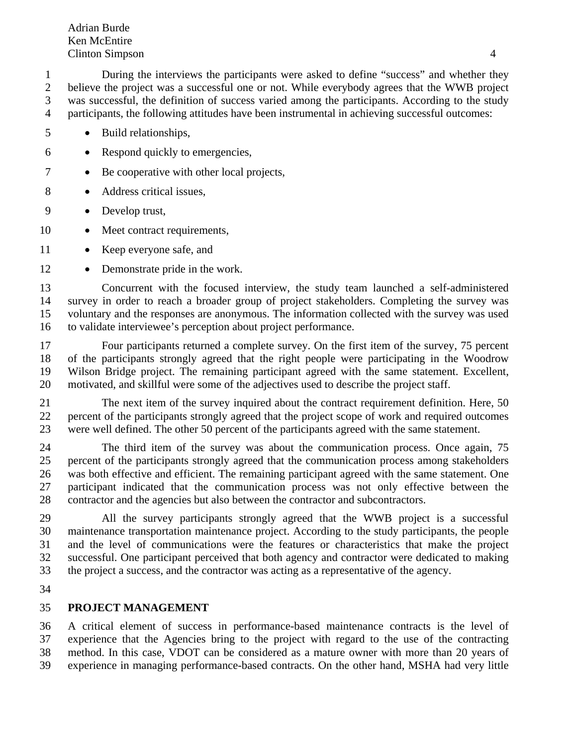During the interviews the participants were asked to define "success" and whether they believe the project was a successful one or not. While everybody agrees that the WWB project was successful, the definition of success varied among the participants. According to the study participants, the following attitudes have been instrumental in achieving successful outcomes:

- Build relationships,
- Respond quickly to emergencies,
- Be cooperative with other local projects,
- Address critical issues,
- Develop trust,
- Meet contract requirements,
- Keep everyone safe, and
- Demonstrate pride in the work.

Concurrent with the focused interview, the study team launched a self-administered survey in order to reach a broader group of project stakeholders. Completing the survey was voluntary and the responses are anonymous. The information collected with the survey was used to validate interviewee's perception about project performance.

Four participants returned a complete survey. On the first item of the survey, 75 percent of the participants strongly agreed that the right people were participating in the Woodrow Wilson Bridge project. The remaining participant agreed with the same statement. Excellent, motivated, and skillful were some of the adjectives used to describe the project staff.

The next item of the survey inquired about the contract requirement definition. Here, 50 percent of the participants strongly agreed that the project scope of work and required outcomes were well defined. The other 50 percent of the participants agreed with the same statement.

The third item of the survey was about the communication process. Once again, 75 percent of the participants strongly agreed that the communication process among stakeholders was both effective and efficient. The remaining participant agreed with the same statement. One participant indicated that the communication process was not only effective between the contractor and the agencies but also between the contractor and subcontractors.

All the survey participants strongly agreed that the WWB project is a successful maintenance transportation maintenance project. According to the study participants, the people and the level of communications were the features or characteristics that make the project successful. One participant perceived that both agency and contractor were dedicated to making the project a success, and the contractor was acting as a representative of the agency.

## PROJECT MANAGEMENT

A critical element of success in performance-based maintenance contracts is the level of experience that the Agencies bring to the project with regard to the use of the contracting method. In this case, VDOT can be considered as a mature owner with more than 20 years of experience in managing performance-based contracts. On the other hand, MSHA had very little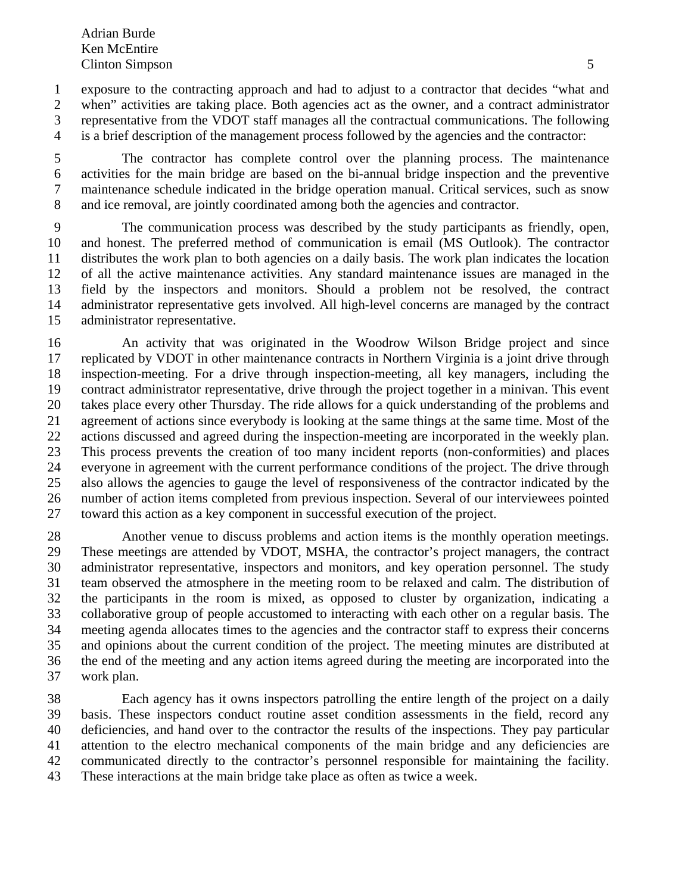exposure to the contracting approach and had to adjust to a contractor that decides "what and when" activities are taking place. Both agencies act as the owner, and a contract administrator representative from the VDOT staff manages all the contractual communications. The following is a brief description of the management process followed by the agencies and the contractor:

The contractor has complete control over the planning process. The maintenance activities for the main bridge are based on the bi-annual bridge inspection and the preventive maintenance schedule indicated in the bridge operation manual. Critical services, such as snow and ice removal, are jointly coordinated among both the agencies and contractor.

The communication process was described by the study participants as friendly, open, and honest. The preferred method of communication is email (MS Outlook). The contractor distributes the work plan to both agencies on a daily basis. The work plan indicates the location of all the active maintenance activities. Any standard maintenance issues are managed in the field by the inspectors and monitors. Should a problem not be resolved, the contract administrator representative gets involved. All high-level concerns are managed by the contract administrator representative.

An activity that was originated in the Woodrow Wilson Bridge project and since replicated by VDOT in other maintenance contracts in Northern Virginia is a joint drive through inspection-meeting. For a drive through inspection-meeting, all key managers, including the contract administrator representative, drive through the project together in a minivan. This event takes place every other Thursday. The ride allows for a quick understanding of the problems and agreement of actions since everybody is looking at the same things at the same time. Most of the actions discussed and agreed during the inspection-meeting are incorporated in the weekly plan. This process prevents the creation of too many incident reports (non-conformities) and places everyone in agreement with the current performance conditions of the project. The drive through also allows the agencies to gauge the level of responsiveness of the contractor indicated by the number of action items completed from previous inspection. Several of our interviewees pointed toward this action as a key component in successful execution of the project.

Another venue to discuss problems and action items is the monthly operation meetings. These meetings are attended by VDOT, MSHA, the contractor's project managers, the contract administrator representative, inspectors and monitors, and key operation personnel. The study team observed the atmosphere in the meeting room to be relaxed and calm. The distribution of the participants in the room is mixed, as opposed to cluster by organization, indicating a collaborative group of people accustomed to interacting with each other on a regular basis. The meeting agenda allocates times to the agencies and the contractor staff to express their concerns and opinions about the current condition of the project. The meeting minutes are distributed at the end of the meeting and any action items agreed during the meeting are incorporated into the work plan.

Each agency has it owns inspectors patrolling the entire length of the project on a daily basis. These inspectors conduct routine asset condition assessments in the field, record any deficiencies, and hand over to the contractor the results of the inspections. They pay particular attention to the electro mechanical components of the main bridge and any deficiencies are communicated directly to the contractor's personnel responsible for maintaining the facility. These interactions at the main bridge take place as often as twice a week.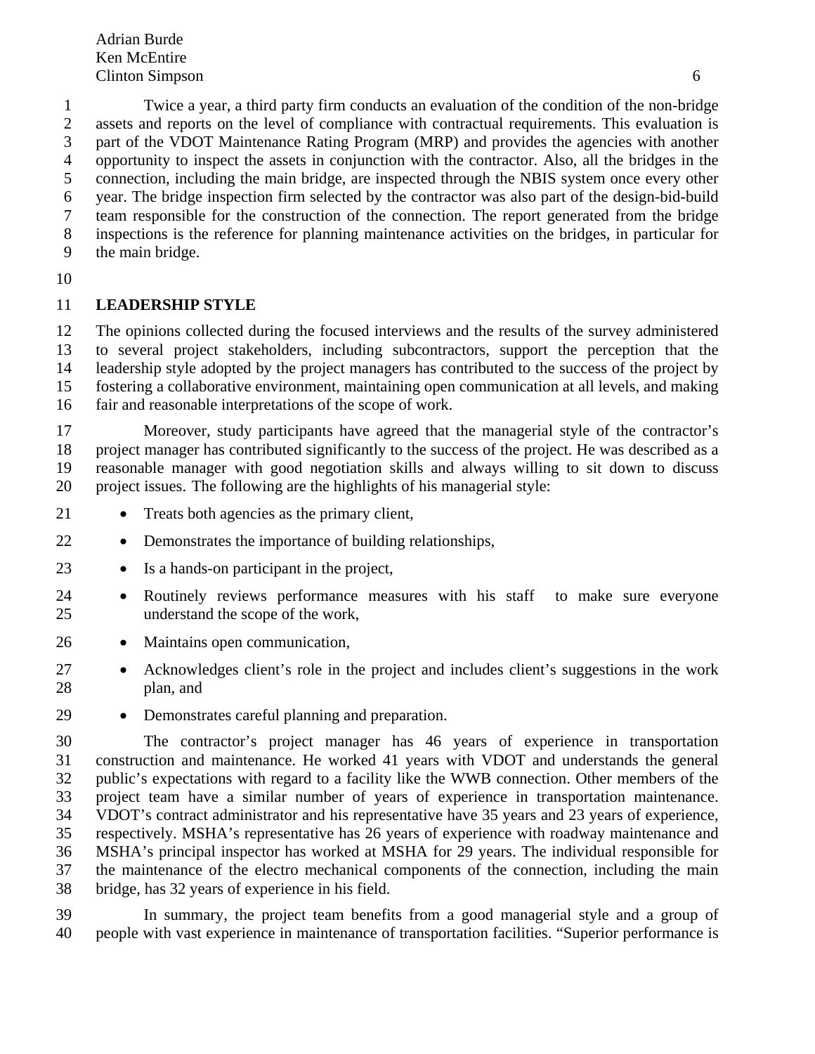Twice a year, a third party firm conducts an evaluation of the condition of the non-bridge assets and reports on the level of compliance with contractual requirements. This evaluation is part of the VDOT Maintenance Rating Program (MRP) and provides the agencies with another opportunity to inspect the assets in conjunction with the contractor. Also, all the bridges in the connection, including the main bridge, are inspected through the NBIS system once every other year. The bridge inspection firm selected by the contractor was also part of the design-bid-build team responsible for the construction of the connection. The report generated from the bridge inspections is the reference for planning maintenance activities on the bridges, in particular for the main bridge.

## LEADERSHIP STYLE

The opinions collected during the focused interviews and the results of the survey administered to several project stakeholders, including subcontractors, support the perception that the leadership style adopted by the project managers has contributed to the success of the project by fostering a collaborative environment, maintaining open communication at all levels, and making fair and reasonable interpretations of the scope of work.

Moreover, study participants have agreed that the managerial style of the contractor's project manager has contributed significantly to the success of the project. He was described as a reasonable manager with good negotiation skills and always willing to sit down to discuss project issues. The following are the highlights of his managerial style:

- Treats both agencies as the primary client,
- Demonstrates the importance of building relationships,
- Is a hands-on participant in the project,
- Routinely reviews performance measures with his staff to make sure everyone understand the scope of the work,
- Maintains open communication,
- Acknowledges client's role in the project and includes client's suggestions in the work plan, and
- Demonstrates careful planning and preparation.

The contractor's project manager has 46 years of experience in transportation construction and maintenance. He worked 41 years with VDOT and understands the general public's expectations with regard to a facility like the WWB connection. Other members of the project team have a similar number of years of experience in transportation maintenance. VDOT's contract administrator and his representative have 35 years and 23 years of experience, respectively. MSHA's representative has 26 years of experience with roadway maintenance and MSHA's principal inspector has worked at MSHA for 29 years. The individual responsible for the maintenance of the electro mechanical components of the connection, including the main bridge, has 32 years of experience in his field.

In summary, the project team benefits from a good managerial style and a group of people with vast experience in maintenance of transportation facilities. "Superior performance is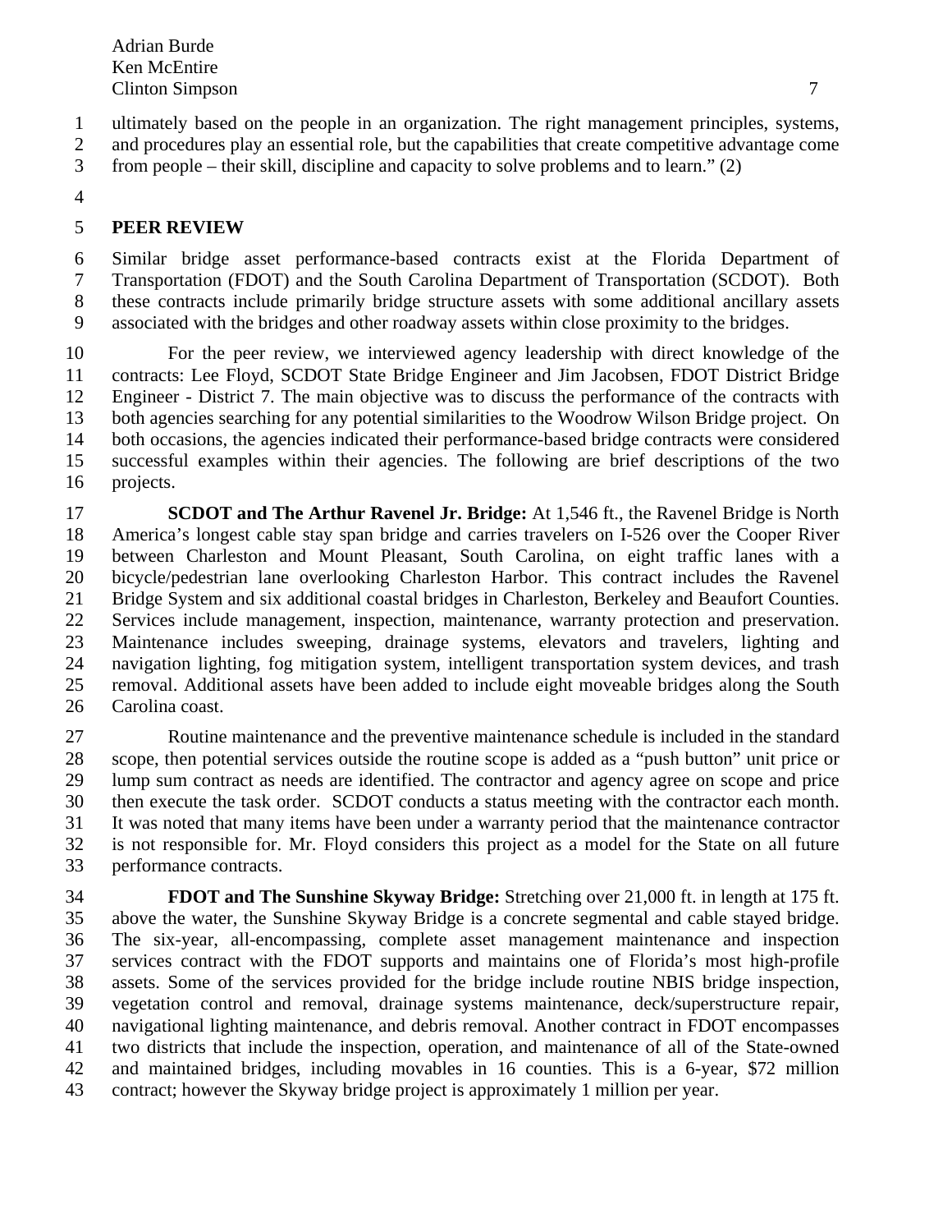ultimately based on the people in an organization. The right management principles, systems, and procedures play an essential role, but the capabilities that create competitive advantage come from people – their skill, discipline and capacity to solve problems and to learn." (2)

## PEER REVIEW

Similar bridge asset performance-based contracts exist at the Florida Department of Transportation (FDOT) and the South Carolina Department of Transportation (SCDOT). Both these contracts include primarily bridge structure assets with some additional ancillary assets associated with the bridges and other roadway assets within close proximity to the bridges.

For the peer review, we interviewed agency leadership with direct knowledge of the contracts: Lee Floyd, SCDOT State Bridge Engineer and Jim Jacobsen, FDOT District Bridge Engineer - District 7. The main objective was to discuss the performance of the contracts with both agencies searching for any potential similarities to the Woodrow Wilson Bridge project. On both occasions, the agencies indicated their performance-based bridge contracts were considered successful examples within their agencies. The following are brief descriptions of the two projects.

**SCDOT and The Arthur Ravenel Jr. Bridge:** At 1,546 ft., the Ravenel Bridge is North America's longest cable stay span bridge and carries travelers on I-526 over the Cooper River between Charleston and Mount Pleasant, South Carolina, on eight traffic lanes with a bicycle/pedestrian lane overlooking Charleston Harbor. This contract includes the Ravenel Bridge System and six additional coastal bridges in Charleston, Berkeley and Beaufort Counties. Services include management, inspection, maintenance, warranty protection and preservation. Maintenance includes sweeping, drainage systems, elevators and travelers, lighting and navigation lighting, fog mitigation system, intelligent transportation system devices, and trash removal. Additional assets have been added to include eight moveable bridges along the South Carolina coast.

Routine maintenance and the preventive maintenance schedule is included in the standard scope, then potential services outside the routine scope is added as a "push button" unit price or lump sum contract as needs are identified. The contractor and agency agree on scope and price then execute the task order. SCDOT conducts a status meeting with the contractor each month. It was noted that many items have been under a warranty period that the maintenance contractor is not responsible for. Mr. Floyd considers this project as a model for the State on all future performance contracts.

**FDOT and The Sunshine Skyway Bridge:** Stretching over 21,000 ft. in length at 175 ft. above the water, the Sunshine Skyway Bridge is a concrete segmental and cable stayed bridge. The six-year, all-encompassing, complete asset management maintenance and inspection services contract with the FDOT supports and maintains one of Florida's most high-profile assets. Some of the services provided for the bridge include routine NBIS bridge inspection, vegetation control and removal, drainage systems maintenance, deck/superstructure repair, navigational lighting maintenance, and debris removal. Another contract in FDOT encompasses two districts that include the inspection, operation, and maintenance of all of the State-owned and maintained bridges, including movables in 16 counties. This is a 6-year, $72 million contract; however the Skyway bridge project is approximately 1 million per year.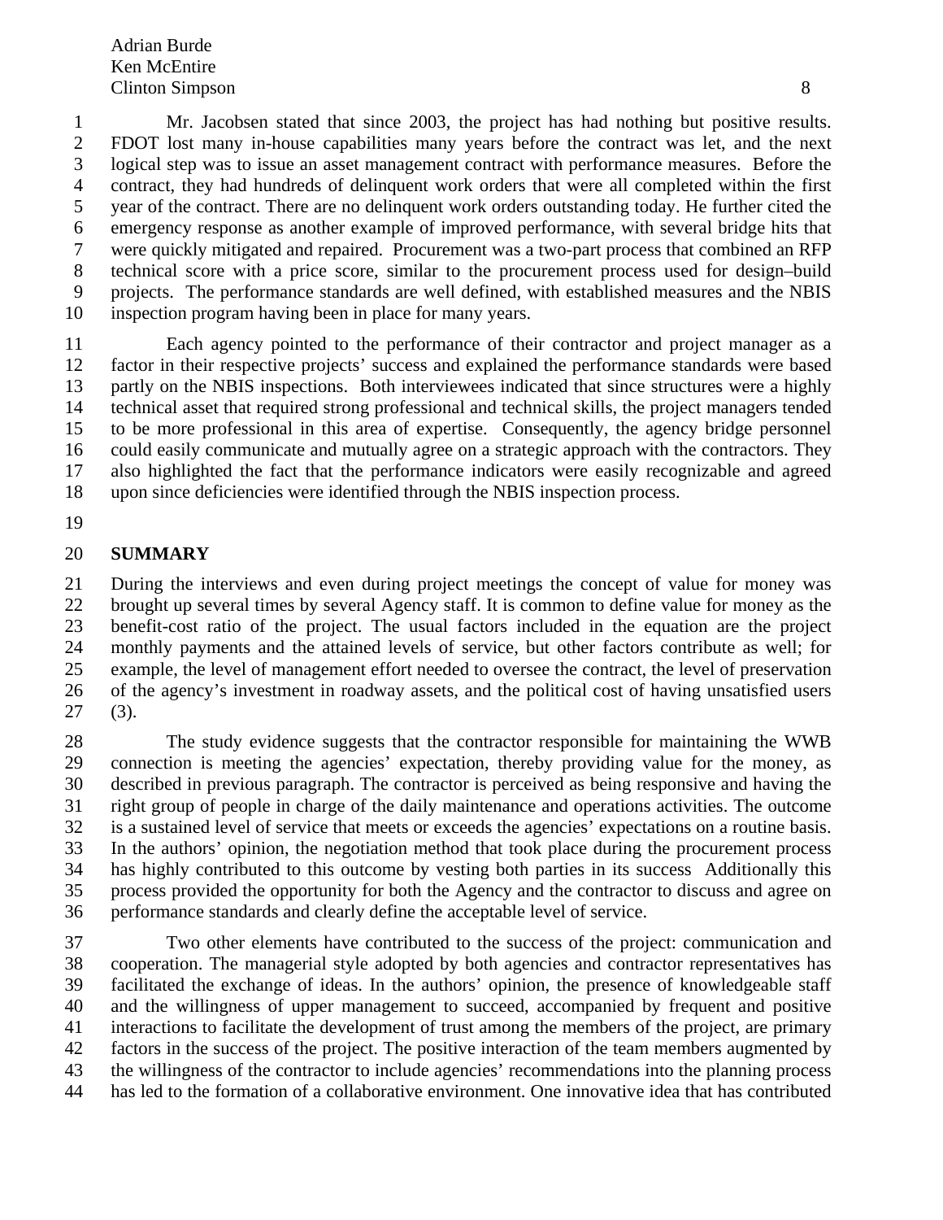Mr. Jacobsen stated that since 2003, the project has had nothing but positive results. FDOT lost many in-house capabilities many years before the contract was let, and the next logical step was to issue an asset management contract with performance measures. Before the contract, they had hundreds of delinquent work orders that were all completed within the first year of the contract. There are no delinquent work orders outstanding today. He further cited the emergency response as another example of improved performance, with several bridge hits that were quickly mitigated and repaired. Procurement was a two-part process that combined an RFP technical score with a price score, similar to the procurement process used for design–build projects. The performance standards are well defined, with established measures and the NBIS inspection program having been in place for many years.

Each agency pointed to the performance of their contractor and project manager as a factor in their respective projects' success and explained the performance standards were based partly on the NBIS inspections. Both interviewees indicated that since structures were a highly technical asset that required strong professional and technical skills, the project managers tended to be more professional in this area of expertise. Consequently, the agency bridge personnel could easily communicate and mutually agree on a strategic approach with the contractors. They also highlighted the fact that the performance indicators were easily recognizable and agreed upon since deficiencies were identified through the NBIS inspection process.

## SUMMARY

During the interviews and even during project meetings the concept of value for money was brought up several times by several Agency staff. It is common to define value for money as the benefit-cost ratio of the project. The usual factors included in the equation are the project monthly payments and the attained levels of service, but other factors contribute as well; for example, the level of management effort needed to oversee the contract, the level of preservation of the agency's investment in roadway assets, and the political cost of having unsatisfied users (3).

The study evidence suggests that the contractor responsible for maintaining the WWB connection is meeting the agencies' expectation, thereby providing value for the money, as described in previous paragraph. The contractor is perceived as being responsive and having the right group of people in charge of the daily maintenance and operations activities. The outcome is a sustained level of service that meets or exceeds the agencies' expectations on a routine basis. In the authors' opinion, the negotiation method that took place during the procurement process has highly contributed to this outcome by vesting both parties in its success Additionally this process provided the opportunity for both the Agency and the contractor to discuss and agree on performance standards and clearly define the acceptable level of service.

Two other elements have contributed to the success of the project: communication and cooperation. The managerial style adopted by both agencies and contractor representatives has facilitated the exchange of ideas. In the authors' opinion, the presence of knowledgeable staff and the willingness of upper management to succeed, accompanied by frequent and positive interactions to facilitate the development of trust among the members of the project, are primary factors in the success of the project. The positive interaction of the team members augmented by the willingness of the contractor to include agencies' recommendations into the planning process has led to the formation of a collaborative environment. One innovative idea that has contributed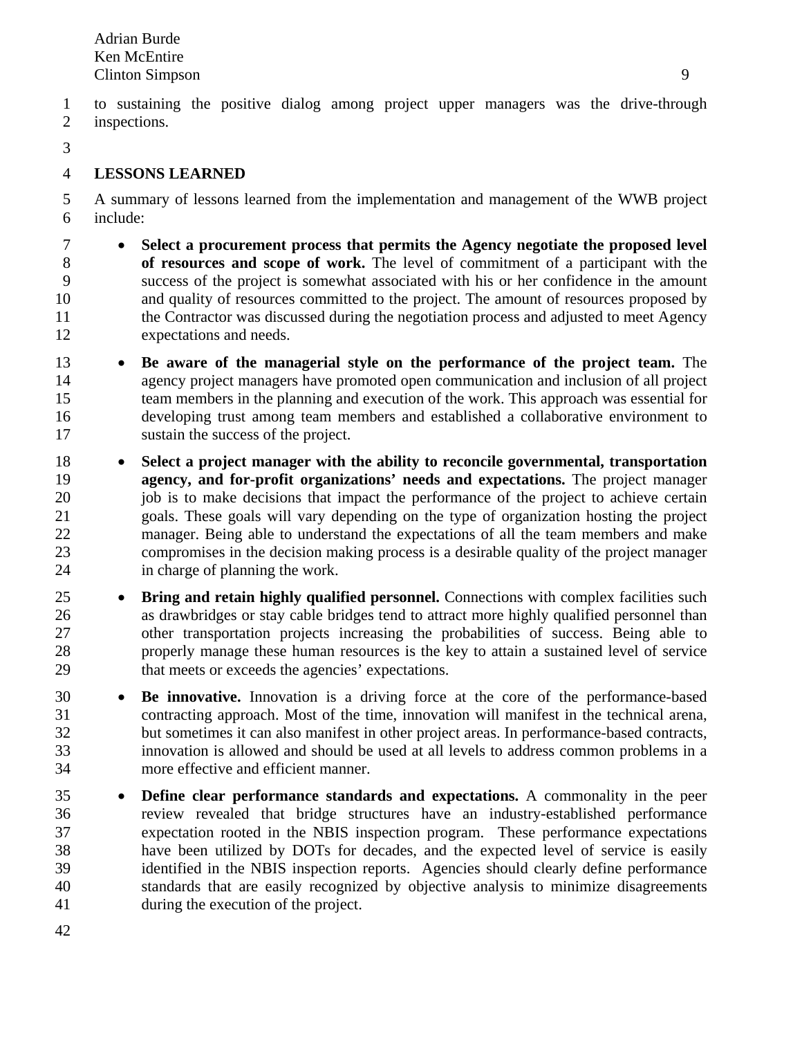to sustaining the positive dialog among project upper managers was the drive-through inspections.

## LESSONS LEARNED

A summary of lessons learned from the implementation and management of the WWB project include:

- **Select a procurement process that permits the Agency negotiate the proposed level of resources and scope of work.** The level of commitment of a participant with the success of the project is somewhat associated with his or her confidence in the amount and quality of resources committed to the project. The amount of resources proposed by the Contractor was discussed during the negotiation process and adjusted to meet Agency expectations and needs.
- **Be aware of the managerial style on the performance of the project team.** The agency project managers have promoted open communication and inclusion of all project team members in the planning and execution of the work. This approach was essential for developing trust among team members and established a collaborative environment to sustain the success of the project.
- **Select a project manager with the ability to reconcile governmental, transportation agency, and for-profit organizations' needs and expectations.** The project manager job is to make decisions that impact the performance of the project to achieve certain goals. These goals will vary depending on the type of organization hosting the project manager. Being able to understand the expectations of all the team members and make compromises in the decision making process is a desirable quality of the project manager in charge of planning the work.
- **Bring and retain highly qualified personnel.** Connections with complex facilities such as drawbridges or stay cable bridges tend to attract more highly qualified personnel than other transportation projects increasing the probabilities of success. Being able to properly manage these human resources is the key to attain a sustained level of service that meets or exceeds the agencies' expectations.
- **Be innovative.** Innovation is a driving force at the core of the performance-based contracting approach. Most of the time, innovation will manifest in the technical arena, but sometimes it can also manifest in other project areas. In performance-based contracts, innovation is allowed and should be used at all levels to address common problems in a more effective and efficient manner.
- **Define clear performance standards and expectations.** A commonality in the peer review revealed that bridge structures have an industry-established performance expectation rooted in the NBIS inspection program. These performance expectations have been utilized by DOTs for decades, and the expected level of service is easily identified in the NBIS inspection reports. Agencies should clearly define performance standards that are easily recognized by objective analysis to minimize disagreements during the execution of the project.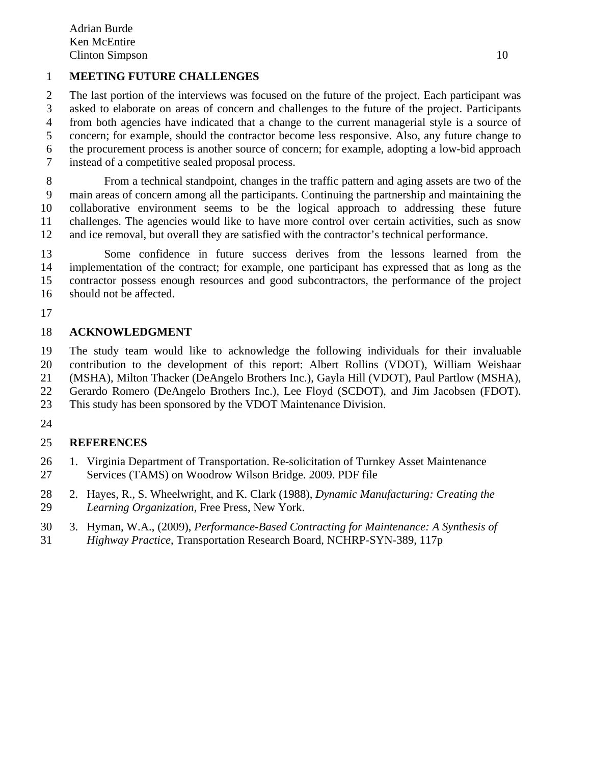## MEETING FUTURE CHALLENGES

The last portion of the interviews was focused on the future of the project. Each participant was asked to elaborate on areas of concern and challenges to the future of the project. Participants from both agencies have indicated that a change to the current managerial style is a source of concern; for example, should the contractor become less responsive. Also, any future change to the procurement process is another source of concern; for example, adopting a low-bid approach instead of a competitive sealed proposal process.

From a technical standpoint, changes in the traffic pattern and aging assets are two of the main areas of concern among all the participants. Continuing the partnership and maintaining the collaborative environment seems to be the logical approach to addressing these future challenges. The agencies would like to have more control over certain activities, such as snow and ice removal, but overall they are satisfied with the contractor's technical performance.

Some confidence in future success derives from the lessons learned from the implementation of the contract; for example, one participant has expressed that as long as the contractor possess enough resources and good subcontractors, the performance of the project should not be affected.

## ACKNOWLEDGMENT

The study team would like to acknowledge the following individuals for their invaluable contribution to the development of this report: Albert Rollins (VDOT), William Weishaar (MSHA), Milton Thacker (DeAngelo Brothers Inc.), Gayla Hill (VDOT), Paul Partlow (MSHA), Gerardo Romero (DeAngelo Brothers Inc.), Lee Floyd (SCDOT), and Jim Jacobsen (FDOT). This study has been sponsored by the VDOT Maintenance Division.

## REFERENCES

1. Virginia Department of Transportation. Re-solicitation of Turnkey Asset Maintenance Services (TAMS) on Woodrow Wilson Bridge. 2009. PDF file
2. Hayes, R., S. Wheelwright, and K. Clark (1988), *Dynamic Manufacturing: Creating the Learning Organization*, Free Press, New York.
3. Hyman, W.A., (2009), *Performance-Based Contracting for Maintenance: A Synthesis of Highway Practice*, Transportation Research Board, NCHRP-SYN-389, 117p